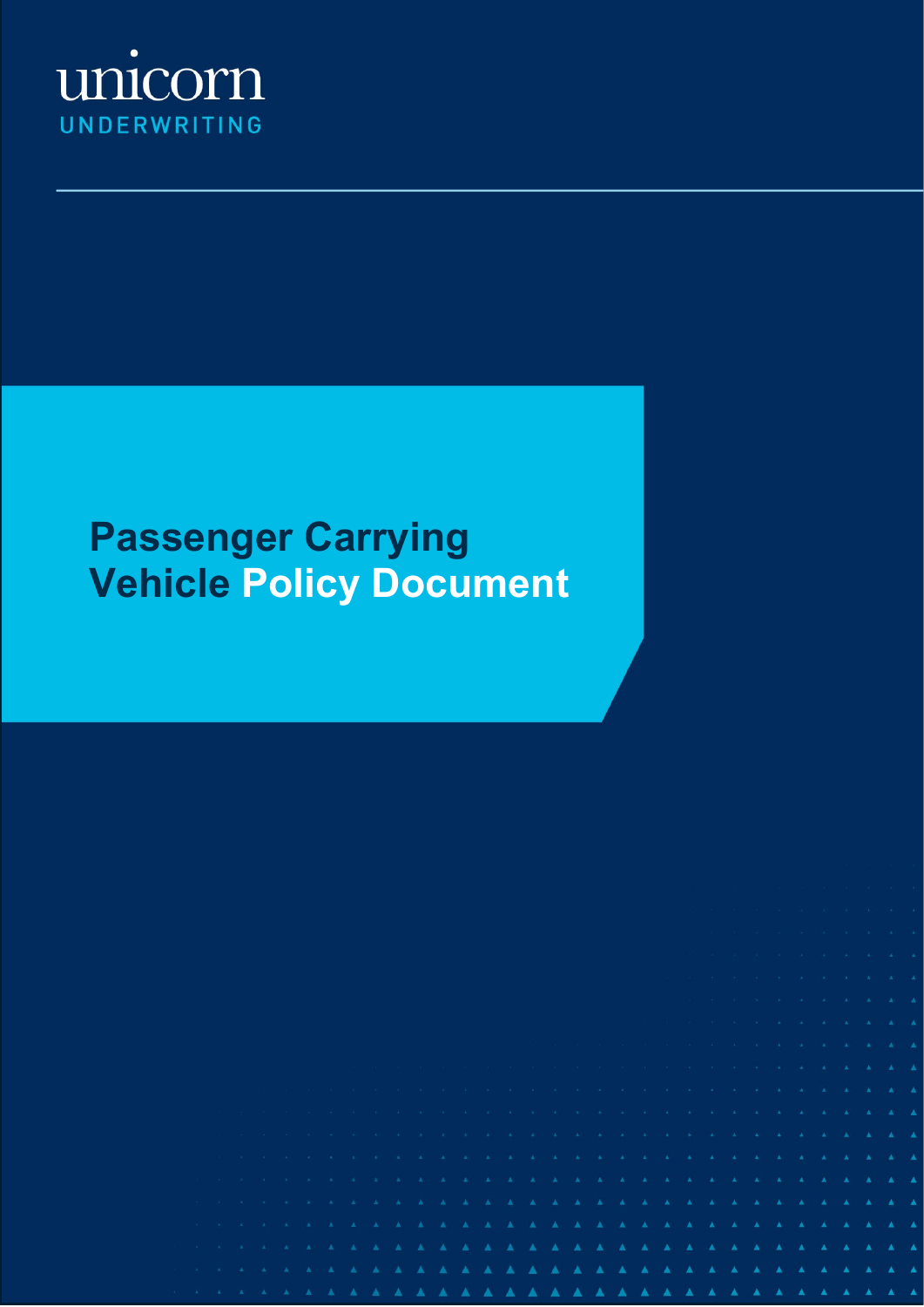unicorn
UNDERWRITING

# Passenger Carrying Vehicle Policy Document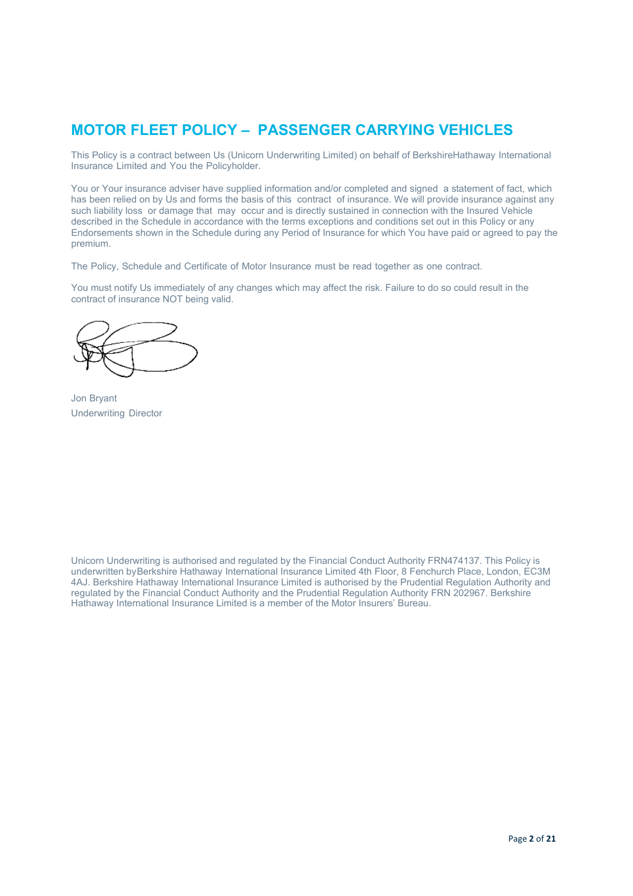# MOTOR FLEET POLICY – PASSENGER CARRYING VEHICLES

This Policy is a contract between Us (Unicorn Underwriting Limited) on behalf of BerkshireHathaway International Insurance Limited and You the Policyholder.

You or Your insurance adviser have supplied information and/or completed and signed a statement of fact, which has been relied on by Us and forms the basis of this contract of insurance. We will provide insurance against any such liability loss or damage that may occur and is directly sustained in connection with the Insured Vehicle described in the Schedule in accordance with the terms exceptions and conditions set out in this Policy or any Endorsements shown in the Schedule during any Period of Insurance for which You have paid or agreed to pay the premium.

The Policy, Schedule and Certificate of Motor Insurance must be read together as one contract.

You must notify Us immediately of any changes which may affect the risk. Failure to do so could result in the contract of insurance NOT being valid.

Jon Bryant
Underwriting Director

Unicorn Underwriting is authorised and regulated by the Financial Conduct Authority FRN474137. This Policy is underwritten byBerkshire Hathaway International Insurance Limited 4th Floor, 8 Fenchurch Place, London, EC3M 4AJ. Berkshire Hathaway International Insurance Limited is authorised by the Prudential Regulation Authority and regulated by the Financial Conduct Authority and the Prudential Regulation Authority FRN 202967. Berkshire Hathaway International Insurance Limited is a member of the Motor Insurers' Bureau.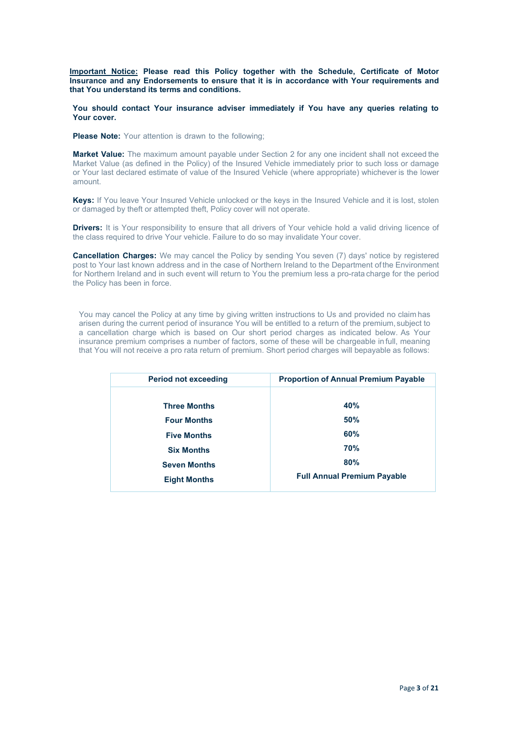**Important Notice:** **Please read this Policy together with the Schedule, Certificate of Motor Insurance and any Endorsements to ensure that it is in accordance with Your requirements and that You understand its terms and conditions.**

**You should contact Your insurance adviser immediately if You have any queries relating to Your cover.**

**Please Note:** Your attention is drawn to the following;

**Market Value:** The maximum amount payable under Section 2 for any one incident shall not exceed the Market Value (as defined in the Policy) of the Insured Vehicle immediately prior to such loss or damage or Your last declared estimate of value of the Insured Vehicle (where appropriate) whichever is the lower amount.

**Keys:** If You leave Your Insured Vehicle unlocked or the keys in the Insured Vehicle and it is lost, stolen or damaged by theft or attempted theft, Policy cover will not operate.

**Drivers:** It is Your responsibility to ensure that all drivers of Your vehicle hold a valid driving licence of the class required to drive Your vehicle. Failure to do so may invalidate Your cover.

**Cancellation Charges:** We may cancel the Policy by sending You seven (7) days' notice by registered post to Your last known address and in the case of Northern Ireland to the Department of the Environment for Northern Ireland and in such event will return to You the premium less a pro-rata charge for the period the Policy has been in force.

You may cancel the Policy at any time by giving written instructions to Us and provided no claim has arisen during the current period of insurance You will be entitled to a return of the premium, subject to a cancellation charge which is based on Our short period charges as indicated below. As Your insurance premium comprises a number of factors, some of these will be chargeable in full, meaning that You will not receive a pro rata return of premium. Short period charges will bepayable as follows:

| Period not exceeding | Proportion of Annual Premium Payable |
|---|---|
| Three Months | 40% |
| Four Months | 50% |
| Five Months | 60% |
| Six Months | 70% |
| Seven Months | 80% |
| Eight Months | Full Annual Premium Payable |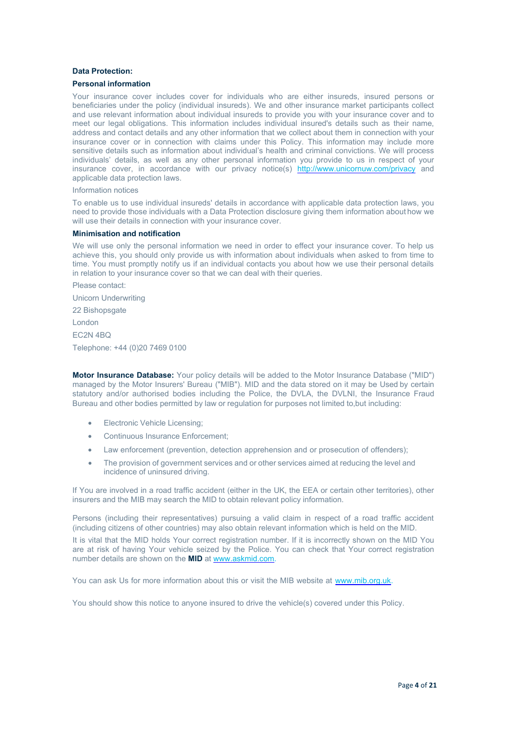**Data Protection:**

**Personal information**

Your insurance cover includes cover for individuals who are either insureds, insured persons or beneficiaries under the policy (individual insureds). We and other insurance market participants collect and use relevant information about individual insureds to provide you with your insurance cover and to meet our legal obligations. This information includes individual insured's details such as their name, address and contact details and any other information that we collect about them in connection with your insurance cover or in connection with claims under this Policy. This information may include more sensitive details such as information about individual's health and criminal convictions. We will process individuals' details, as well as any other personal information you provide to us in respect of your insurance cover, in accordance with our privacy notice(s) http://www.unicornuw.com/privacy and applicable data protection laws.

Information notices

To enable us to use individual insureds' details in accordance with applicable data protection laws, you need to provide those individuals with a Data Protection disclosure giving them information about how we will use their details in connection with your insurance cover.

**Minimisation and notification**

We will use only the personal information we need in order to effect your insurance cover. To help us achieve this, you should only provide us with information about individuals when asked to from time to time. You must promptly notify us if an individual contacts you about how we use their personal details in relation to your insurance cover so that we can deal with their queries.

Please contact:

Unicorn Underwriting

22 Bishopsgate

London

EC2N 4BQ

Telephone: +44 (0)20 7469 0100

**Motor Insurance Database:** Your policy details will be added to the Motor Insurance Database ("MID") managed by the Motor Insurers' Bureau ("MIB"). MID and the data stored on it may be Used by certain statutory and/or authorised bodies including the Police, the DVLA, the DVLNI, the Insurance Fraud Bureau and other bodies permitted by law or regulation for purposes not limited to,but including:

- Electronic Vehicle Licensing;
- Continuous Insurance Enforcement;
- Law enforcement (prevention, detection apprehension and or prosecution of offenders);
- The provision of government services and or other services aimed at reducing the level and incidence of uninsured driving.

If You are involved in a road traffic accident (either in the UK, the EEA or certain other territories), other insurers and the MIB may search the MID to obtain relevant policy information.

Persons (including their representatives) pursuing a valid claim in respect of a road traffic accident (including citizens of other countries) may also obtain relevant information which is held on the MID.

It is vital that the MID holds Your correct registration number. If it is incorrectly shown on the MID You are at risk of having Your vehicle seized by the Police. You can check that Your correct registration number details are shown on the **MID** at www.askmid.com.

You can ask Us for more information about this or visit the MIB website at www.mib.org.uk.

You should show this notice to anyone insured to drive the vehicle(s) covered under this Policy.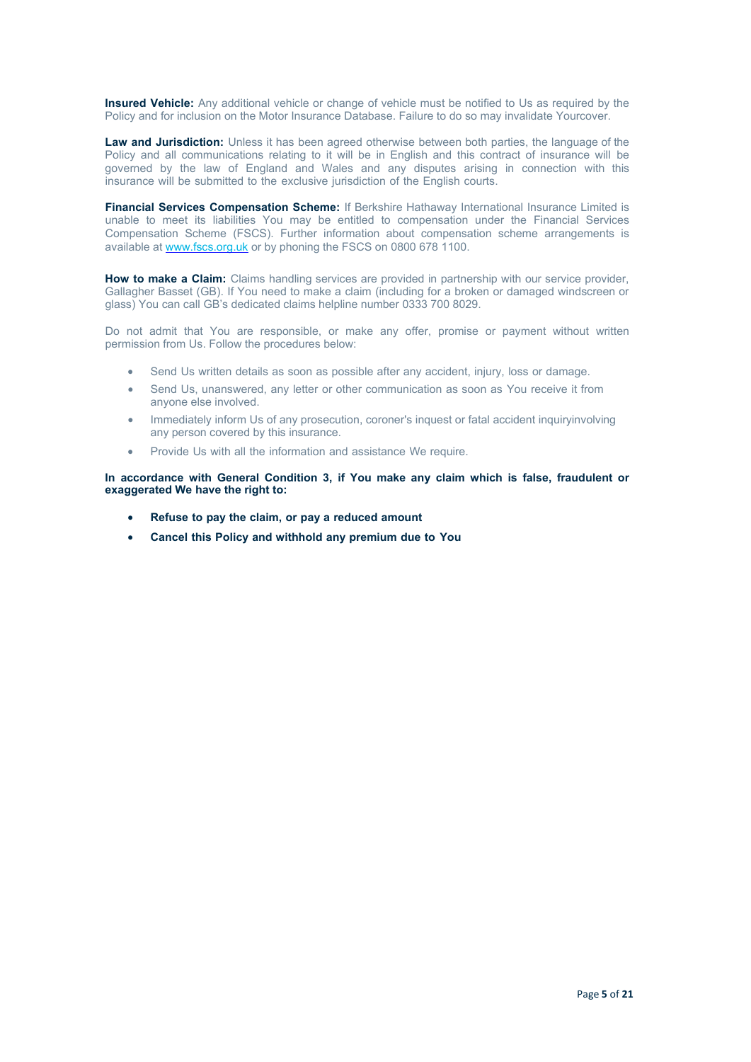**Insured Vehicle:** Any additional vehicle or change of vehicle must be notified to Us as required by the Policy and for inclusion on the Motor Insurance Database. Failure to do so may invalidate Yourcover.

**Law and Jurisdiction:** Unless it has been agreed otherwise between both parties, the language of the Policy and all communications relating to it will be in English and this contract of insurance will be governed by the law of England and Wales and any disputes arising in connection with this insurance will be submitted to the exclusive jurisdiction of the English courts.

**Financial Services Compensation Scheme:** If Berkshire Hathaway International Insurance Limited is unable to meet its liabilities You may be entitled to compensation under the Financial Services Compensation Scheme (FSCS). Further information about compensation scheme arrangements is available at [www.fscs.org.uk](http://www.fscs.org.uk) or by phoning the FSCS on 0800 678 1100.

**How to make a Claim:** Claims handling services are provided in partnership with our service provider, Gallagher Basset (GB). If You need to make a claim (including for a broken or damaged windscreen or glass) You can call GB's dedicated claims helpline number 0333 700 8029.

Do not admit that You are responsible, or make any offer, promise or payment without written permission from Us. Follow the procedures below:

- Send Us written details as soon as possible after any accident, injury, loss or damage.
- Send Us, unanswered, any letter or other communication as soon as You receive it from anyone else involved.
- Immediately inform Us of any prosecution, coroner's inquest or fatal accident inquiryinvolving any person covered by this insurance.
- Provide Us with all the information and assistance We require.

**In accordance with General Condition 3, if You make any claim which is false, fraudulent or exaggerated We have the right to:**

- **Refuse to pay the claim, or pay a reduced amount**
- **Cancel this Policy and withhold any premium due to You**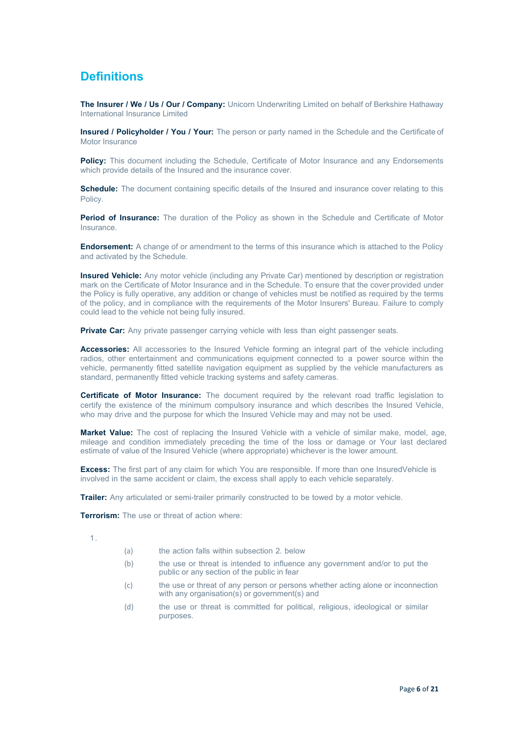# Definitions

**The Insurer / We / Us / Our / Company:** Unicorn Underwriting Limited on behalf of Berkshire Hathaway International Insurance Limited

**Insured / Policyholder / You / Your:** The person or party named in the Schedule and the Certificate of Motor Insurance

**Policy:** This document including the Schedule, Certificate of Motor Insurance and any Endorsements which provide details of the Insured and the insurance cover.

**Schedule:** The document containing specific details of the Insured and insurance cover relating to this Policy.

**Period of Insurance:** The duration of the Policy as shown in the Schedule and Certificate of Motor Insurance.

**Endorsement:** A change of or amendment to the terms of this insurance which is attached to the Policy and activated by the Schedule.

**Insured Vehicle:** Any motor vehicle (including any Private Car) mentioned by description or registration mark on the Certificate of Motor Insurance and in the Schedule. To ensure that the cover provided under the Policy is fully operative, any addition or change of vehicles must be notified as required by the terms of the policy, and in compliance with the requirements of the Motor Insurers' Bureau. Failure to comply could lead to the vehicle not being fully insured.

**Private Car:** Any private passenger carrying vehicle with less than eight passenger seats.

**Accessories:** All accessories to the Insured Vehicle forming an integral part of the vehicle including radios, other entertainment and communications equipment connected to a power source within the vehicle, permanently fitted satellite navigation equipment as supplied by the vehicle manufacturers as standard, permanently fitted vehicle tracking systems and safety cameras.

**Certificate of Motor Insurance:** The document required by the relevant road traffic legislation to certify the existence of the minimum compulsory insurance and which describes the Insured Vehicle, who may drive and the purpose for which the Insured Vehicle may and may not be used.

**Market Value:** The cost of replacing the Insured Vehicle with a vehicle of similar make, model, age, mileage and condition immediately preceding the time of the loss or damage or Your last declared estimate of value of the Insured Vehicle (where appropriate) whichever is the lower amount.

**Excess:** The first part of any claim for which You are responsible. If more than one InsuredVehicle is involved in the same accident or claim, the excess shall apply to each vehicle separately.

**Trailer:** Any articulated or semi-trailer primarily constructed to be towed by a motor vehicle.

**Terrorism:** The use or threat of action where:

1.
    - (a) the action falls within subsection 2. below
    - (b) the use or threat is intended to influence any government and/or to put the public or any section of the public in fear
    - (c) the use or threat of any person or persons whether acting alone or inconnection with any organisation(s) or government(s) and
    - (d) the use or threat is committed for political, religious, ideological or similar purposes.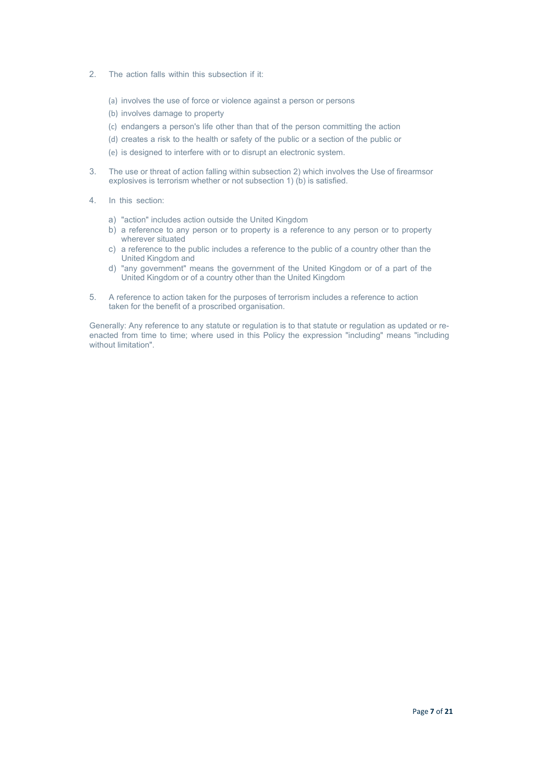2. The action falls within this subsection if it:

   (a) involves the use of force or violence against a person or persons
   (b) involves damage to property
   (c) endangers a person's life other than that of the person committing the action
   (d) creates a risk to the health or safety of the public or a section of the public or
   (e) is designed to interfere with or to disrupt an electronic system.

3. The use or threat of action falling within subsection 2) which involves the Use of firearmsor explosives is terrorism whether or not subsection 1) (b) is satisfied.

4. In this section:

   a) "action" includes action outside the United Kingdom
   b) a reference to any person or to property is a reference to any person or to property wherever situated
   c) a reference to the public includes a reference to the public of a country other than the United Kingdom and
   d) "any government" means the government of the United Kingdom or of a part of the United Kingdom or of a country other than the United Kingdom

5. A reference to action taken for the purposes of terrorism includes a reference to action taken for the benefit of a proscribed organisation.

Generally: Any reference to any statute or regulation is to that statute or regulation as updated or re-enacted from time to time; where used in this Policy the expression "including" means "including without limitation".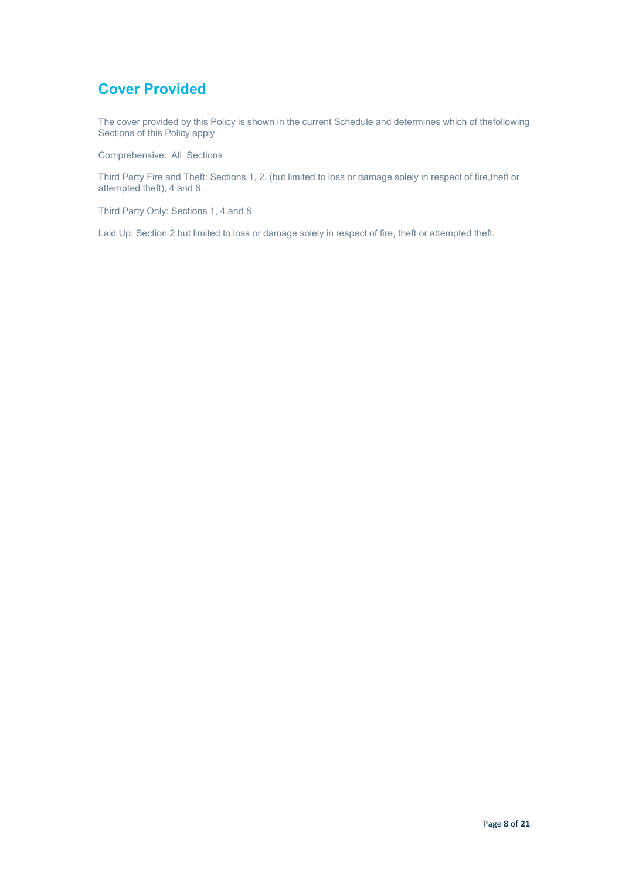## Cover Provided

The cover provided by this Policy is shown in the current Schedule and determines which of thefollowing Sections of this Policy apply

Comprehensive: All Sections

Third Party Fire and Theft: Sections 1, 2, (but limited to loss or damage solely in respect of fire,theft or attempted theft), 4 and 8.

Third Party Only: Sections 1, 4 and 8

Laid Up: Section 2 but limited to loss or damage solely in respect of fire, theft or attempted theft.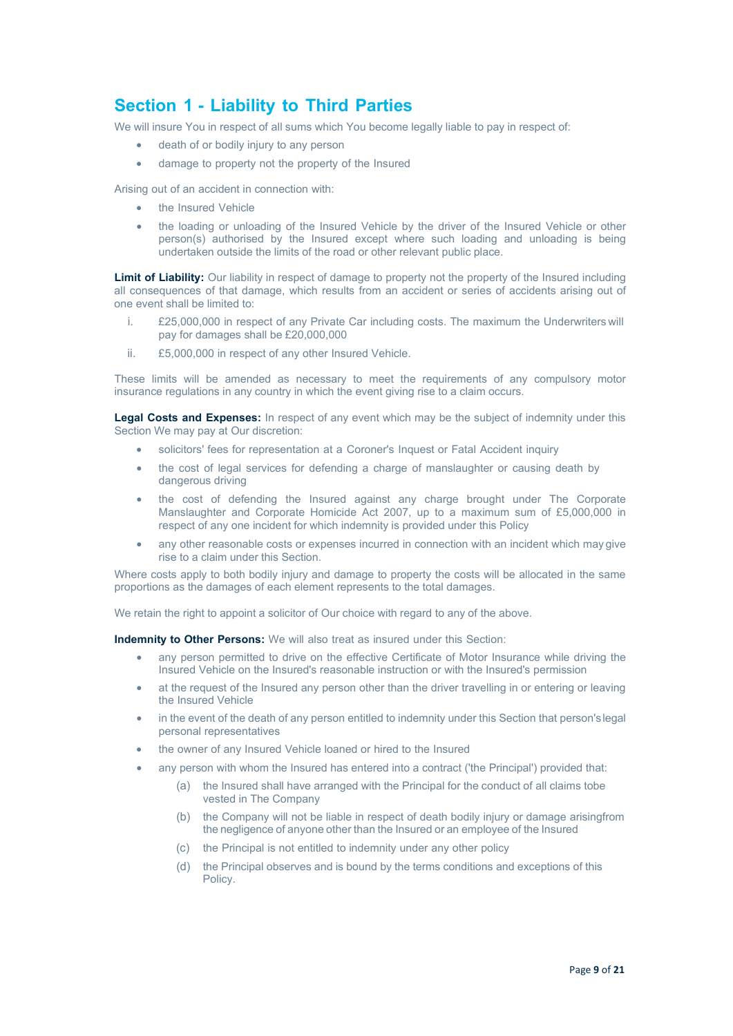## Section 1 - Liability to Third Parties

We will insure You in respect of all sums which You become legally liable to pay in respect of:

- death of or bodily injury to any person
- damage to property not the property of the Insured

Arising out of an accident in connection with:

- the Insured Vehicle
- the loading or unloading of the Insured Vehicle by the driver of the Insured Vehicle or other person(s) authorised by the Insured except where such loading and unloading is being undertaken outside the limits of the road or other relevant public place.

**Limit of Liability:** Our liability in respect of damage to property not the property of the Insured including all consequences of that damage, which results from an accident or series of accidents arising out of one event shall be limited to:

i. £25,000,000 in respect of any Private Car including costs. The maximum the Underwriters will pay for damages shall be £20,000,000

ii. £5,000,000 in respect of any other Insured Vehicle.

These limits will be amended as necessary to meet the requirements of any compulsory motor insurance regulations in any country in which the event giving rise to a claim occurs.

**Legal Costs and Expenses:** In respect of any event which may be the subject of indemnity under this Section We may pay at Our discretion:

- solicitors' fees for representation at a Coroner's Inquest or Fatal Accident inquiry
- the cost of legal services for defending a charge of manslaughter or causing death by dangerous driving
- the cost of defending the Insured against any charge brought under The Corporate Manslaughter and Corporate Homicide Act 2007, up to a maximum sum of £5,000,000 in respect of any one incident for which indemnity is provided under this Policy
- any other reasonable costs or expenses incurred in connection with an incident which may give rise to a claim under this Section.

Where costs apply to both bodily injury and damage to property the costs will be allocated in the same proportions as the damages of each element represents to the total damages.

We retain the right to appoint a solicitor of Our choice with regard to any of the above.

**Indemnity to Other Persons:** We will also treat as insured under this Section:

- any person permitted to drive on the effective Certificate of Motor Insurance while driving the Insured Vehicle on the Insured's reasonable instruction or with the Insured's permission
- at the request of the Insured any person other than the driver travelling in or entering or leaving the Insured Vehicle
- in the event of the death of any person entitled to indemnity under this Section that person's legal personal representatives
- the owner of any Insured Vehicle loaned or hired to the Insured
- any person with whom the Insured has entered into a contract ('the Principal') provided that:
  - (a) the Insured shall have arranged with the Principal for the conduct of all claims tobe vested in The Company
  - (b) the Company will not be liable in respect of death bodily injury or damage arisingfrom the negligence of anyone other than the Insured or an employee of the Insured
  - (c) the Principal is not entitled to indemnity under any other policy
  - (d) the Principal observes and is bound by the terms conditions and exceptions of this Policy.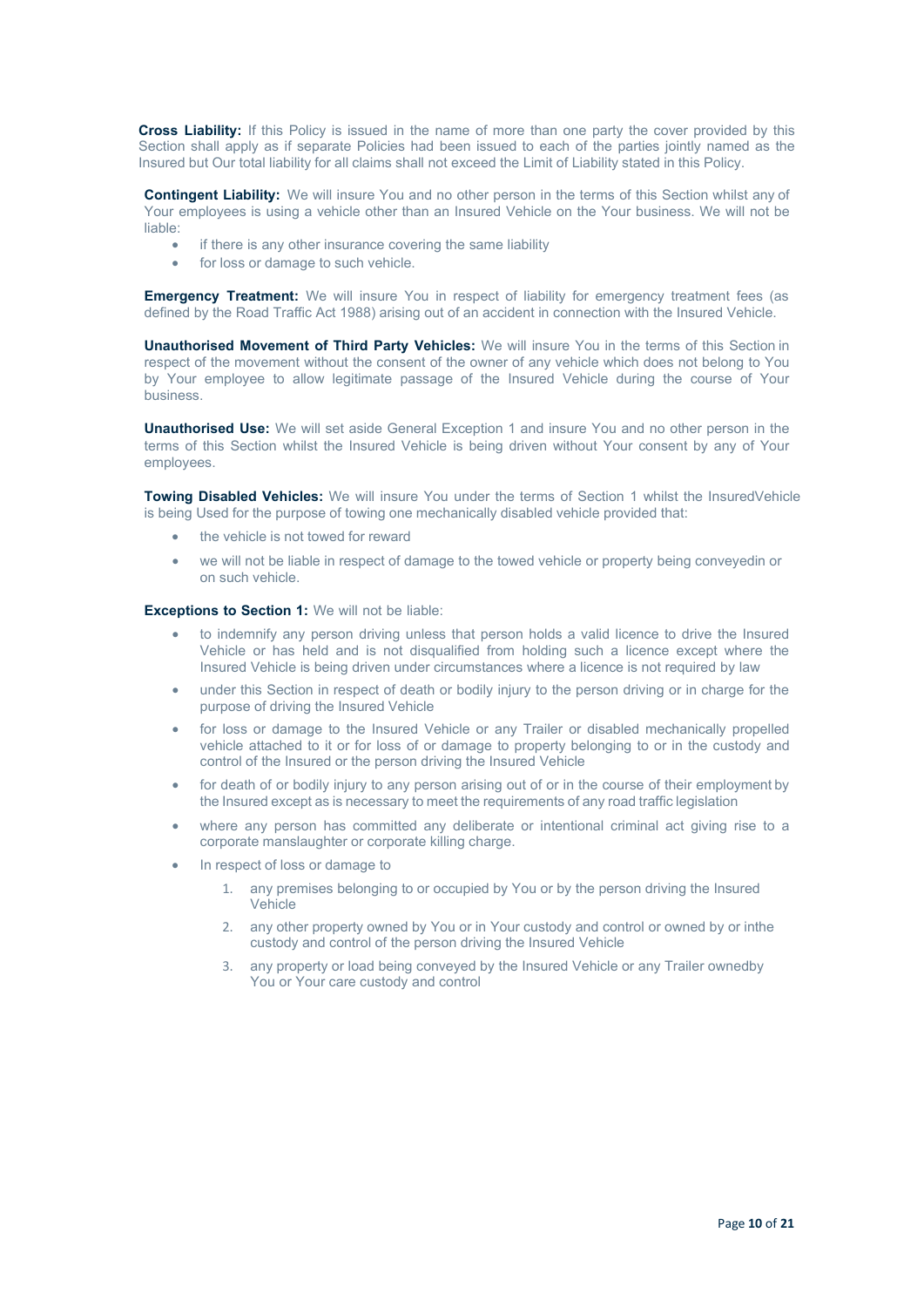**Cross Liability:** If this Policy is issued in the name of more than one party the cover provided by this Section shall apply as if separate Policies had been issued to each of the parties jointly named as the Insured but Our total liability for all claims shall not exceed the Limit of Liability stated in this Policy.

**Contingent Liability:** We will insure You and no other person in the terms of this Section whilst any of Your employees is using a vehicle other than an Insured Vehicle on the Your business. We will not be liable:

- if there is any other insurance covering the same liability
- for loss or damage to such vehicle.

**Emergency Treatment:** We will insure You in respect of liability for emergency treatment fees (as defined by the Road Traffic Act 1988) arising out of an accident in connection with the Insured Vehicle.

**Unauthorised Movement of Third Party Vehicles:** We will insure You in the terms of this Section in respect of the movement without the consent of the owner of any vehicle which does not belong to You by Your employee to allow legitimate passage of the Insured Vehicle during the course of Your business.

**Unauthorised Use:** We will set aside General Exception 1 and insure You and no other person in the terms of this Section whilst the Insured Vehicle is being driven without Your consent by any of Your employees.

**Towing Disabled Vehicles:** We will insure You under the terms of Section 1 whilst the InsuredVehicle is being Used for the purpose of towing one mechanically disabled vehicle provided that:

- the vehicle is not towed for reward
- we will not be liable in respect of damage to the towed vehicle or property being conveyedin or on such vehicle.

**Exceptions to Section 1:** We will not be liable:

- to indemnify any person driving unless that person holds a valid licence to drive the Insured Vehicle or has held and is not disqualified from holding such a licence except where the Insured Vehicle is being driven under circumstances where a licence is not required by law
- under this Section in respect of death or bodily injury to the person driving or in charge for the purpose of driving the Insured Vehicle
- for loss or damage to the Insured Vehicle or any Trailer or disabled mechanically propelled vehicle attached to it or for loss of or damage to property belonging to or in the custody and control of the Insured or the person driving the Insured Vehicle
- for death of or bodily injury to any person arising out of or in the course of their employment by the Insured except as is necessary to meet the requirements of any road traffic legislation
- where any person has committed any deliberate or intentional criminal act giving rise to a corporate manslaughter or corporate killing charge.
- In respect of loss or damage to
    1. any premises belonging to or occupied by You or by the person driving the Insured Vehicle
    2. any other property owned by You or in Your custody and control or owned by or inthe custody and control of the person driving the Insured Vehicle
    3. any property or load being conveyed by the Insured Vehicle or any Trailer ownedby You or Your care custody and control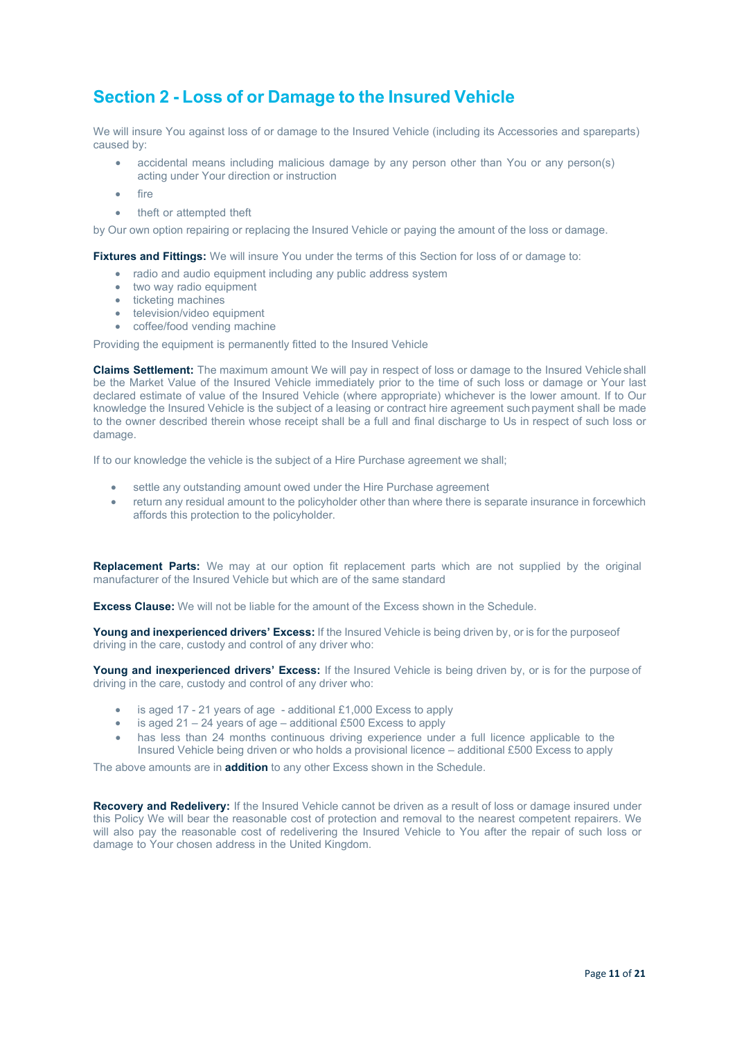## Section 2 - Loss of or Damage to the Insured Vehicle

We will insure You against loss of or damage to the Insured Vehicle (including its Accessories and spareparts) caused by:

- accidental means including malicious damage by any person other than You or any person(s) acting under Your direction or instruction
- fire
- theft or attempted theft

by Our own option repairing or replacing the Insured Vehicle or paying the amount of the loss or damage.

**Fixtures and Fittings:** We will insure You under the terms of this Section for loss of or damage to:

- radio and audio equipment including any public address system
- two way radio equipment
- ticketing machines
- television/video equipment
- coffee/food vending machine

Providing the equipment is permanently fitted to the Insured Vehicle

**Claims Settlement:** The maximum amount We will pay in respect of loss or damage to the Insured Vehicle shall be the Market Value of the Insured Vehicle immediately prior to the time of such loss or damage or Your last declared estimate of value of the Insured Vehicle (where appropriate) whichever is the lower amount. If to Our knowledge the Insured Vehicle is the subject of a leasing or contract hire agreement such payment shall be made to the owner described therein whose receipt shall be a full and final discharge to Us in respect of such loss or damage.

If to our knowledge the vehicle is the subject of a Hire Purchase agreement we shall;

- settle any outstanding amount owed under the Hire Purchase agreement
- return any residual amount to the policyholder other than where there is separate insurance in forcewhich affords this protection to the policyholder.

**Replacement Parts:** We may at our option fit replacement parts which are not supplied by the original manufacturer of the Insured Vehicle but which are of the same standard

**Excess Clause:** We will not be liable for the amount of the Excess shown in the Schedule.

**Young and inexperienced drivers' Excess:** If the Insured Vehicle is being driven by, or is for the purposeof driving in the care, custody and control of any driver who:

**Young and inexperienced drivers' Excess:** If the Insured Vehicle is being driven by, or is for the purpose of driving in the care, custody and control of any driver who:

- is aged 17 - 21 years of age - additional £1,000 Excess to apply
- is aged 21 – 24 years of age – additional £500 Excess to apply
- has less than 24 months continuous driving experience under a full licence applicable to the Insured Vehicle being driven or who holds a provisional licence – additional £500 Excess to apply

The above amounts are in **addition** to any other Excess shown in the Schedule.

**Recovery and Redelivery:** If the Insured Vehicle cannot be driven as a result of loss or damage insured under this Policy We will bear the reasonable cost of protection and removal to the nearest competent repairers. We will also pay the reasonable cost of redelivering the Insured Vehicle to You after the repair of such loss or damage to Your chosen address in the United Kingdom.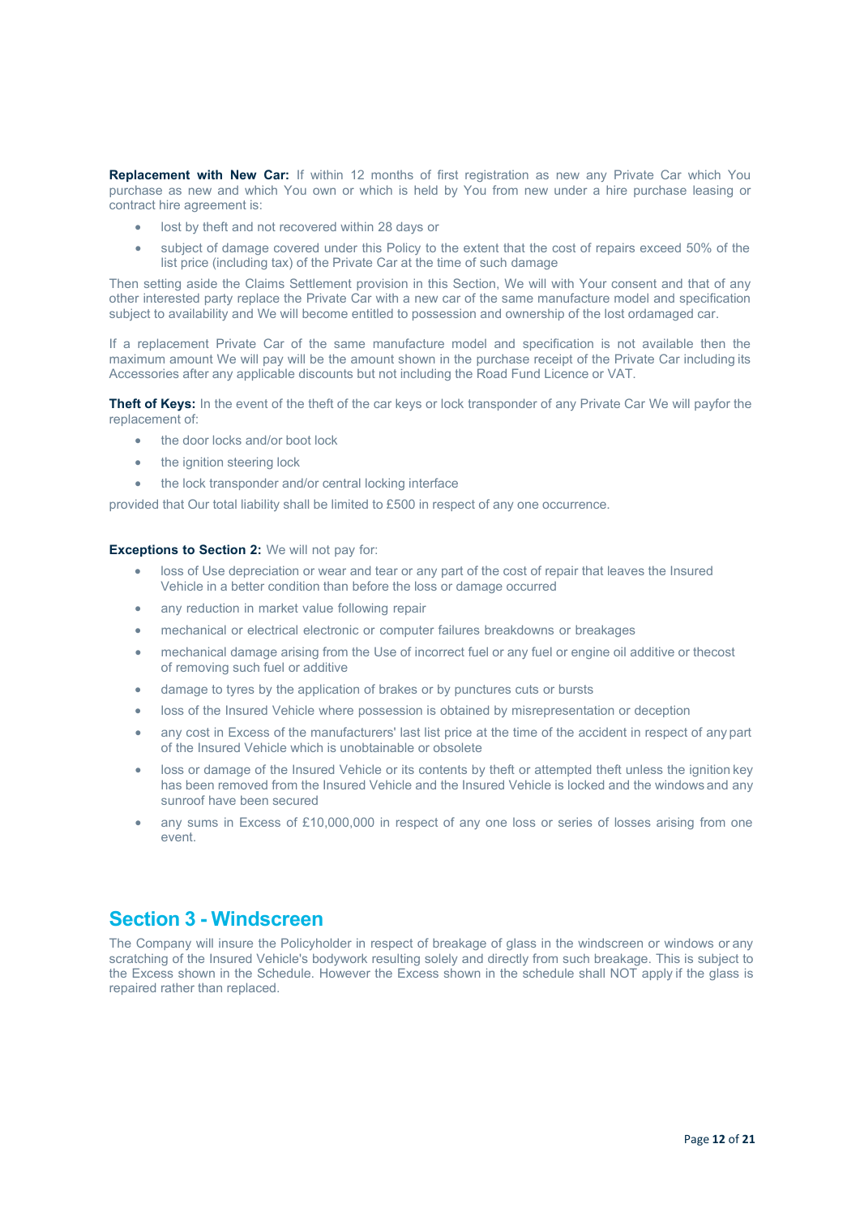**Replacement with New Car:** If within 12 months of first registration as new any Private Car which You purchase as new and which You own or which is held by You from new under a hire purchase leasing or contract hire agreement is:

- lost by theft and not recovered within 28 days or
- subject of damage covered under this Policy to the extent that the cost of repairs exceed 50% of the list price (including tax) of the Private Car at the time of such damage

Then setting aside the Claims Settlement provision in this Section, We will with Your consent and that of any other interested party replace the Private Car with a new car of the same manufacture model and specification subject to availability and We will become entitled to possession and ownership of the lost ordamaged car.

If a replacement Private Car of the same manufacture model and specification is not available then the maximum amount We will pay will be the amount shown in the purchase receipt of the Private Car including its Accessories after any applicable discounts but not including the Road Fund Licence or VAT.

**Theft of Keys:** In the event of the theft of the car keys or lock transponder of any Private Car We will payfor the replacement of:

- the door locks and/or boot lock
- the ignition steering lock
- the lock transponder and/or central locking interface

provided that Our total liability shall be limited to £500 in respect of any one occurrence.

**Exceptions to Section 2:** We will not pay for:

- loss of Use depreciation or wear and tear or any part of the cost of repair that leaves the Insured Vehicle in a better condition than before the loss or damage occurred
- any reduction in market value following repair
- mechanical or electrical electronic or computer failures breakdowns or breakages
- mechanical damage arising from the Use of incorrect fuel or any fuel or engine oil additive or thecost of removing such fuel or additive
- damage to tyres by the application of brakes or by punctures cuts or bursts
- loss of the Insured Vehicle where possession is obtained by misrepresentation or deception
- any cost in Excess of the manufacturers' last list price at the time of the accident in respect of any part of the Insured Vehicle which is unobtainable or obsolete
- loss or damage of the Insured Vehicle or its contents by theft or attempted theft unless the ignition key has been removed from the Insured Vehicle and the Insured Vehicle is locked and the windows and any sunroof have been secured
- any sums in Excess of £10,000,000 in respect of any one loss or series of losses arising from one event.

## Section 3 - Windscreen

The Company will insure the Policyholder in respect of breakage of glass in the windscreen or windows or any scratching of the Insured Vehicle's bodywork resulting solely and directly from such breakage. This is subject to the Excess shown in the Schedule. However the Excess shown in the schedule shall NOT apply if the glass is repaired rather than replaced.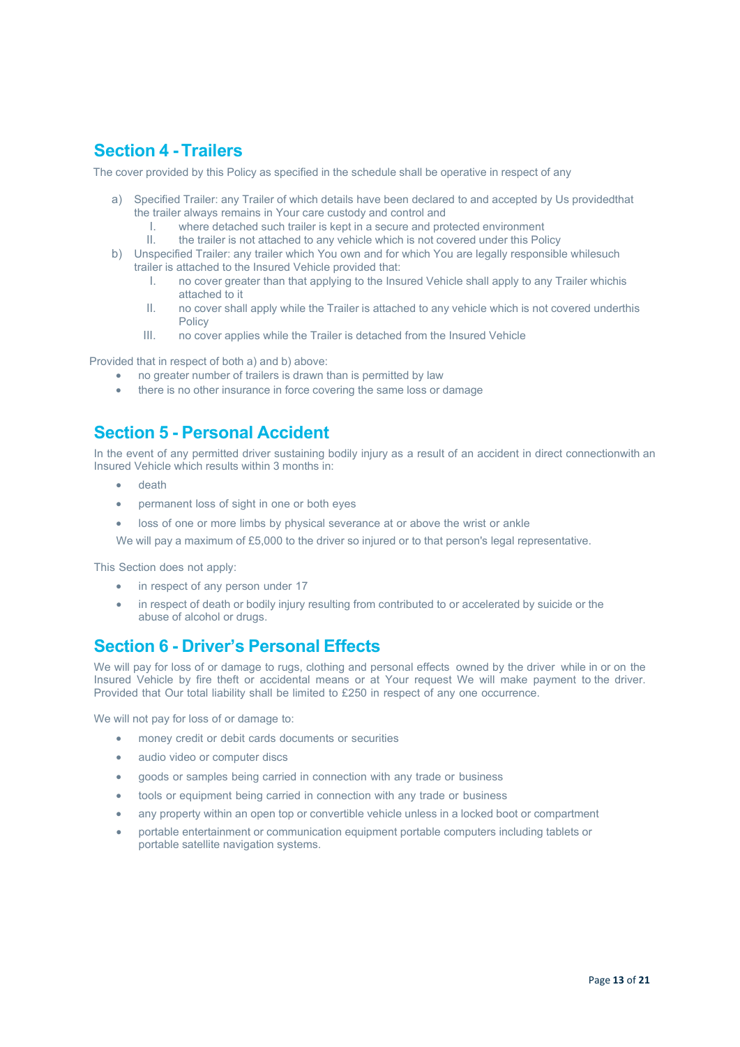## Section 4 - Trailers

The cover provided by this Policy as specified in the schedule shall be operative in respect of any

a) Specified Trailer: any Trailer of which details have been declared to and accepted by Us providedthat the trailer always remains in Your care custody and control and
   I. where detached such trailer is kept in a secure and protected environment
   II. the trailer is not attached to any vehicle which is not covered under this Policy
b) Unspecified Trailer: any trailer which You own and for which You are legally responsible whilesuch trailer is attached to the Insured Vehicle provided that:
   I. no cover greater than that applying to the Insured Vehicle shall apply to any Trailer whichis attached to it
   II. no cover shall apply while the Trailer is attached to any vehicle which is not covered underthis Policy
   III. no cover applies while the Trailer is detached from the Insured Vehicle

Provided that in respect of both a) and b) above:

- no greater number of trailers is drawn than is permitted by law
- there is no other insurance in force covering the same loss or damage

## Section 5 - Personal Accident

In the event of any permitted driver sustaining bodily injury as a result of an accident in direct connectionwith an Insured Vehicle which results within 3 months in:

- death
- permanent loss of sight in one or both eyes
- loss of one or more limbs by physical severance at or above the wrist or ankle

We will pay a maximum of £5,000 to the driver so injured or to that person's legal representative.

This Section does not apply:

- in respect of any person under 17
- in respect of death or bodily injury resulting from contributed to or accelerated by suicide or the abuse of alcohol or drugs.

## Section 6 - Driver's Personal Effects

We will pay for loss of or damage to rugs, clothing and personal effects owned by the driver while in or on the Insured Vehicle by fire theft or accidental means or at Your request We will make payment to the driver. Provided that Our total liability shall be limited to £250 in respect of any one occurrence.

We will not pay for loss of or damage to:

- money credit or debit cards documents or securities
- audio video or computer discs
- goods or samples being carried in connection with any trade or business
- tools or equipment being carried in connection with any trade or business
- any property within an open top or convertible vehicle unless in a locked boot or compartment
- portable entertainment or communication equipment portable computers including tablets or portable satellite navigation systems.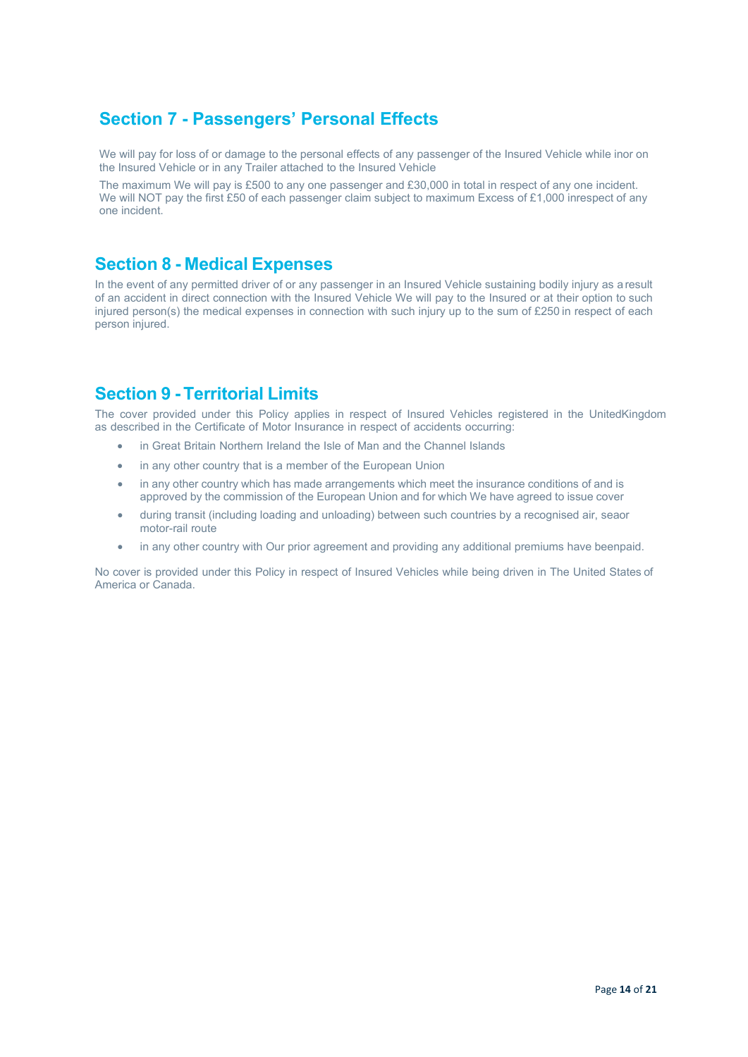## Section 7 - Passengers' Personal Effects

We will pay for loss of or damage to the personal effects of any passenger of the Insured Vehicle while inor on the Insured Vehicle or in any Trailer attached to the Insured Vehicle

The maximum We will pay is £500 to any one passenger and £30,000 in total in respect of any one incident. We will NOT pay the first £50 of each passenger claim subject to maximum Excess of £1,000 inrespect of any one incident.

## Section 8 - Medical Expenses

In the event of any permitted driver of or any passenger in an Insured Vehicle sustaining bodily injury as a result of an accident in direct connection with the Insured Vehicle We will pay to the Insured or at their option to such injured person(s) the medical expenses in connection with such injury up to the sum of £250 in respect of each person injured.

## Section 9 - Territorial Limits

The cover provided under this Policy applies in respect of Insured Vehicles registered in the UnitedKingdom as described in the Certificate of Motor Insurance in respect of accidents occurring:

- in Great Britain Northern Ireland the Isle of Man and the Channel Islands
- in any other country that is a member of the European Union
- in any other country which has made arrangements which meet the insurance conditions of and is approved by the commission of the European Union and for which We have agreed to issue cover
- during transit (including loading and unloading) between such countries by a recognised air, seaor motor-rail route
- in any other country with Our prior agreement and providing any additional premiums have beenpaid.

No cover is provided under this Policy in respect of Insured Vehicles while being driven in The United States of America or Canada.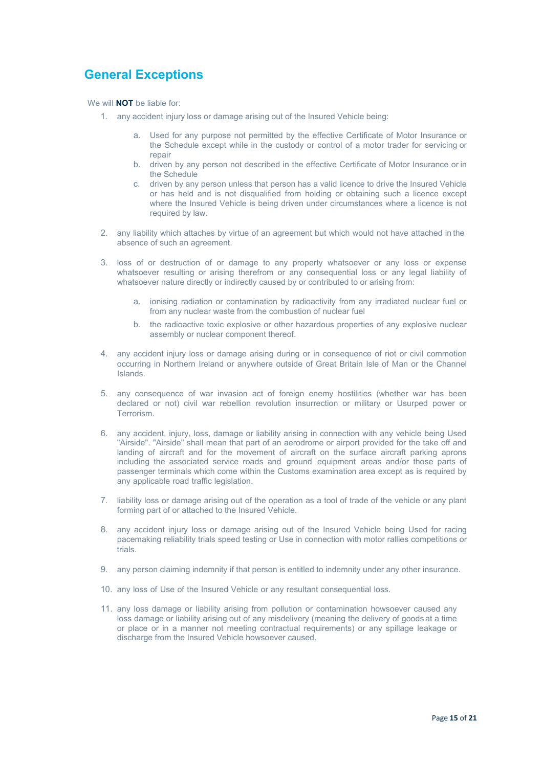## General Exceptions

We will **NOT** be liable for:

1. any accident injury loss or damage arising out of the Insured Vehicle being:

    a. Used for any purpose not permitted by the effective Certificate of Motor Insurance or the Schedule except while in the custody or control of a motor trader for servicing or repair
    b. driven by any person not described in the effective Certificate of Motor Insurance or in the Schedule
    c. driven by any person unless that person has a valid licence to drive the Insured Vehicle or has held and is not disqualified from holding or obtaining such a licence except where the Insured Vehicle is being driven under circumstances where a licence is not required by law.

2. any liability which attaches by virtue of an agreement but which would not have attached in the absence of such an agreement.

3. loss of or destruction of or damage to any property whatsoever or any loss or expense whatsoever resulting or arising therefrom or any consequential loss or any legal liability of whatsoever nature directly or indirectly caused by or contributed to or arising from:

    a. ionising radiation or contamination by radioactivity from any irradiated nuclear fuel or from any nuclear waste from the combustion of nuclear fuel
    b. the radioactive toxic explosive or other hazardous properties of any explosive nuclear assembly or nuclear component thereof.

4. any accident injury loss or damage arising during or in consequence of riot or civil commotion occurring in Northern Ireland or anywhere outside of Great Britain Isle of Man or the Channel Islands.

5. any consequence of war invasion act of foreign enemy hostilities (whether war has been declared or not) civil war rebellion revolution insurrection or military or Usurped power or Terrorism.

6. any accident, injury, loss, damage or liability arising in connection with any vehicle being Used "Airside". "Airside" shall mean that part of an aerodrome or airport provided for the take off and landing of aircraft and for the movement of aircraft on the surface aircraft parking aprons including the associated service roads and ground equipment areas and/or those parts of passenger terminals which come within the Customs examination area except as is required by any applicable road traffic legislation.

7. liability loss or damage arising out of the operation as a tool of trade of the vehicle or any plant forming part of or attached to the Insured Vehicle.

8. any accident injury loss or damage arising out of the Insured Vehicle being Used for racing pacemaking reliability trials speed testing or Use in connection with motor rallies competitions or trials.

9. any person claiming indemnity if that person is entitled to indemnity under any other insurance.

10. any loss of Use of the Insured Vehicle or any resultant consequential loss.

11. any loss damage or liability arising from pollution or contamination howsoever caused any loss damage or liability arising out of any misdelivery (meaning the delivery of goods at a time or place or in a manner not meeting contractual requirements) or any spillage leakage or discharge from the Insured Vehicle howsoever caused.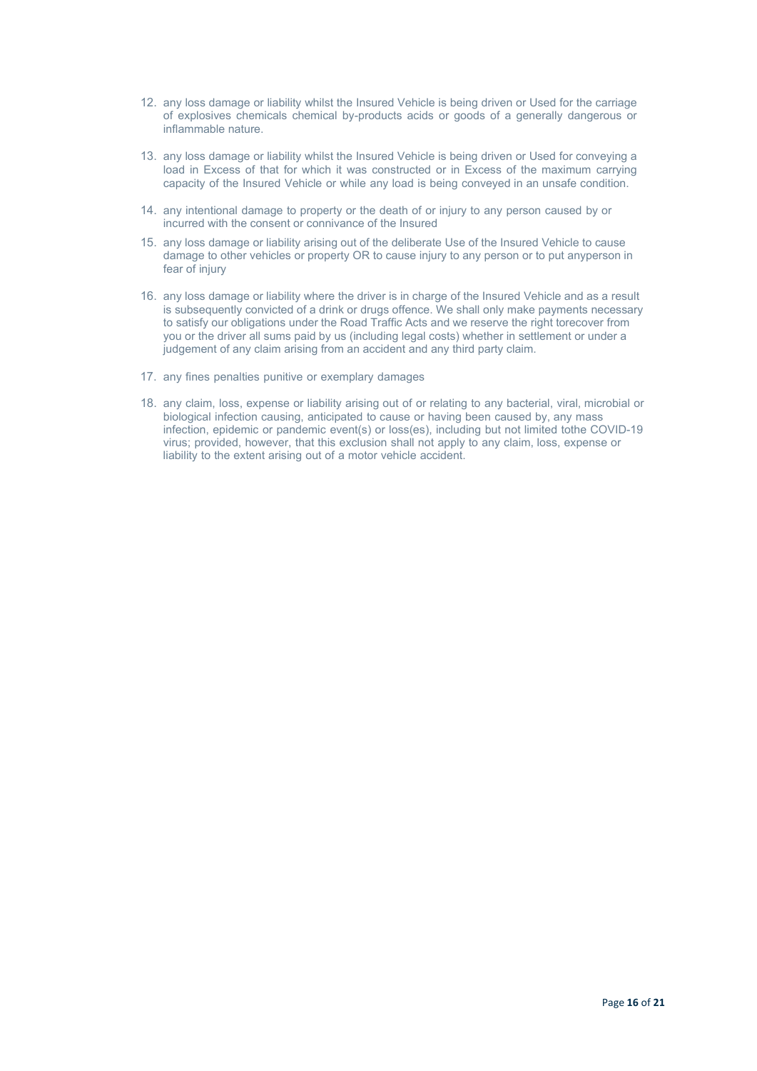12. any loss damage or liability whilst the Insured Vehicle is being driven or Used for the carriage of explosives chemicals chemical by-products acids or goods of a generally dangerous or inflammable nature.

13. any loss damage or liability whilst the Insured Vehicle is being driven or Used for conveying a load in Excess of that for which it was constructed or in Excess of the maximum carrying capacity of the Insured Vehicle or while any load is being conveyed in an unsafe condition.

14. any intentional damage to property or the death of or injury to any person caused by or incurred with the consent or connivance of the Insured

15. any loss damage or liability arising out of the deliberate Use of the Insured Vehicle to cause damage to other vehicles or property OR to cause injury to any person or to put anyperson in fear of injury

16. any loss damage or liability where the driver is in charge of the Insured Vehicle and as a result is subsequently convicted of a drink or drugs offence. We shall only make payments necessary to satisfy our obligations under the Road Traffic Acts and we reserve the right torecover from you or the driver all sums paid by us (including legal costs) whether in settlement or under a judgement of any claim arising from an accident and any third party claim.

17. any fines penalties punitive or exemplary damages

18. any claim, loss, expense or liability arising out of or relating to any bacterial, viral, microbial or biological infection causing, anticipated to cause or having been caused by, any mass infection, epidemic or pandemic event(s) or loss(es), including but not limited tothe COVID-19 virus; provided, however, that this exclusion shall not apply to any claim, loss, expense or liability to the extent arising out of a motor vehicle accident.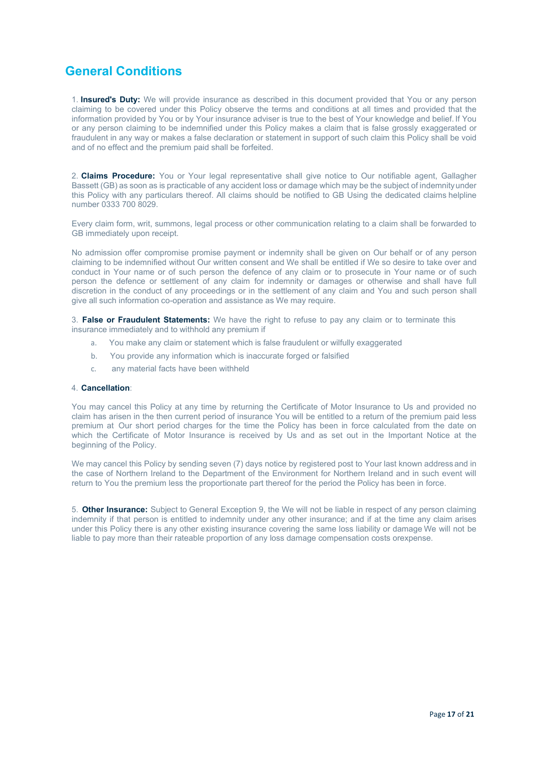# General Conditions

1. **Insured's Duty:** We will provide insurance as described in this document provided that You or any person claiming to be covered under this Policy observe the terms and conditions at all times and provided that the information provided by You or by Your insurance adviser is true to the best of Your knowledge and belief. If You or any person claiming to be indemnified under this Policy makes a claim that is false grossly exaggerated or fraudulent in any way or makes a false declaration or statement in support of such claim this Policy shall be void and of no effect and the premium paid shall be forfeited.

2. **Claims Procedure:** You or Your legal representative shall give notice to Our notifiable agent, Gallagher Bassett (GB) as soon as is practicable of any accident loss or damage which may be the subject of indemnity under this Policy with any particulars thereof. All claims should be notified to GB Using the dedicated claims helpline number 0333 700 8029.

Every claim form, writ, summons, legal process or other communication relating to a claim shall be forwarded to GB immediately upon receipt.

No admission offer compromise promise payment or indemnity shall be given on Our behalf or of any person claiming to be indemnified without Our written consent and We shall be entitled if We so desire to take over and conduct in Your name or of such person the defence of any claim or to prosecute in Your name or of such person the defence or settlement of any claim for indemnity or damages or otherwise and shall have full discretion in the conduct of any proceedings or in the settlement of any claim and You and such person shall give all such information co-operation and assistance as We may require.

3. **False or Fraudulent Statements:** We have the right to refuse to pay any claim or to terminate this insurance immediately and to withhold any premium if

a. You make any claim or statement which is false fraudulent or wilfully exaggerated

b. You provide any information which is inaccurate forged or falsified

c. any material facts have been withheld

4. **Cancellation**:

You may cancel this Policy at any time by returning the Certificate of Motor Insurance to Us and provided no claim has arisen in the then current period of insurance You will be entitled to a return of the premium paid less premium at Our short period charges for the time the Policy has been in force calculated from the date on which the Certificate of Motor Insurance is received by Us and as set out in the Important Notice at the beginning of the Policy.

We may cancel this Policy by sending seven (7) days notice by registered post to Your last known address and in the case of Northern Ireland to the Department of the Environment for Northern Ireland and in such event will return to You the premium less the proportionate part thereof for the period the Policy has been in force.

5. **Other Insurance:** Subject to General Exception 9, the We will not be liable in respect of any person claiming indemnity if that person is entitled to indemnity under any other insurance; and if at the time any claim arises under this Policy there is any other existing insurance covering the same loss liability or damage We will not be liable to pay more than their rateable proportion of any loss damage compensation costs orexpense.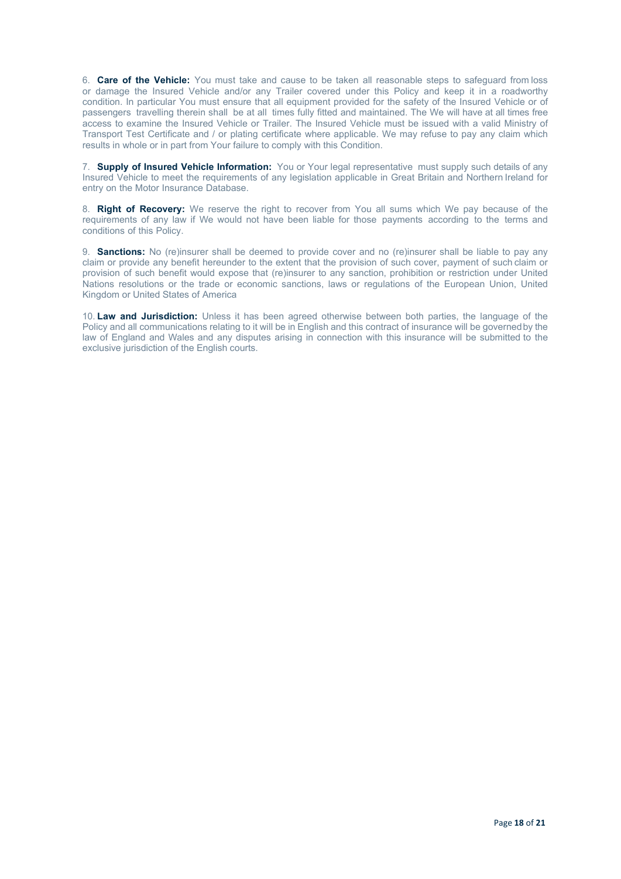6. **Care of the Vehicle:** You must take and cause to be taken all reasonable steps to safeguard from loss or damage the Insured Vehicle and/or any Trailer covered under this Policy and keep it in a roadworthy condition. In particular You must ensure that all equipment provided for the safety of the Insured Vehicle or of passengers travelling therein shall be at all times fully fitted and maintained. The We will have at all times free access to examine the Insured Vehicle or Trailer. The Insured Vehicle must be issued with a valid Ministry of Transport Test Certificate and / or plating certificate where applicable. We may refuse to pay any claim which results in whole or in part from Your failure to comply with this Condition.

7. **Supply of Insured Vehicle Information:** You or Your legal representative must supply such details of any Insured Vehicle to meet the requirements of any legislation applicable in Great Britain and Northern Ireland for entry on the Motor Insurance Database.

8. **Right of Recovery:** We reserve the right to recover from You all sums which We pay because of the requirements of any law if We would not have been liable for those payments according to the terms and conditions of this Policy.

9. **Sanctions:** No (re)insurer shall be deemed to provide cover and no (re)insurer shall be liable to pay any claim or provide any benefit hereunder to the extent that the provision of such cover, payment of such claim or provision of such benefit would expose that (re)insurer to any sanction, prohibition or restriction under United Nations resolutions or the trade or economic sanctions, laws or regulations of the European Union, United Kingdom or United States of America

10. **Law and Jurisdiction:** Unless it has been agreed otherwise between both parties, the language of the Policy and all communications relating to it will be in English and this contract of insurance will be governed by the law of England and Wales and any disputes arising in connection with this insurance will be submitted to the exclusive jurisdiction of the English courts.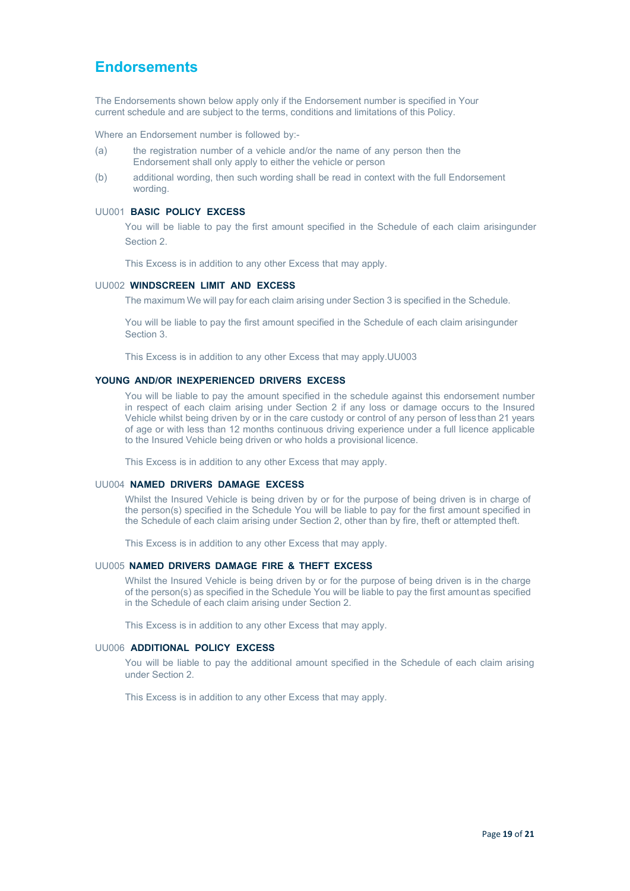# Endorsements

The Endorsements shown below apply only if the Endorsement number is specified in Your current schedule and are subject to the terms, conditions and limitations of this Policy.

Where an Endorsement number is followed by:-

(a) the registration number of a vehicle and/or the name of any person then the Endorsement shall only apply to either the vehicle or person

(b) additional wording, then such wording shall be read in context with the full Endorsement wording.

UU001 **BASIC POLICY EXCESS**

You will be liable to pay the first amount specified in the Schedule of each claim arisingunder Section 2.

This Excess is in addition to any other Excess that may apply.

UU002 **WINDSCREEN LIMIT AND EXCESS**

The maximum We will pay for each claim arising under Section 3 is specified in the Schedule.

You will be liable to pay the first amount specified in the Schedule of each claim arisingunder Section 3.

This Excess is in addition to any other Excess that may apply.UU003

**YOUNG AND/OR INEXPERIENCED DRIVERS EXCESS**

You will be liable to pay the amount specified in the schedule against this endorsement number in respect of each claim arising under Section 2 if any loss or damage occurs to the Insured Vehicle whilst being driven by or in the care custody or control of any person of less than 21 years of age or with less than 12 months continuous driving experience under a full licence applicable to the Insured Vehicle being driven or who holds a provisional licence.

This Excess is in addition to any other Excess that may apply.

UU004 **NAMED DRIVERS DAMAGE EXCESS**

Whilst the Insured Vehicle is being driven by or for the purpose of being driven is in charge of the person(s) specified in the Schedule You will be liable to pay for the first amount specified in the Schedule of each claim arising under Section 2, other than by fire, theft or attempted theft.

This Excess is in addition to any other Excess that may apply.

UU005 **NAMED DRIVERS DAMAGE FIRE & THEFT EXCESS**

Whilst the Insured Vehicle is being driven by or for the purpose of being driven is in the charge of the person(s) as specified in the Schedule You will be liable to pay the first amount as specified in the Schedule of each claim arising under Section 2.

This Excess is in addition to any other Excess that may apply.

UU006 **ADDITIONAL POLICY EXCESS**

You will be liable to pay the additional amount specified in the Schedule of each claim arising under Section 2.

This Excess is in addition to any other Excess that may apply.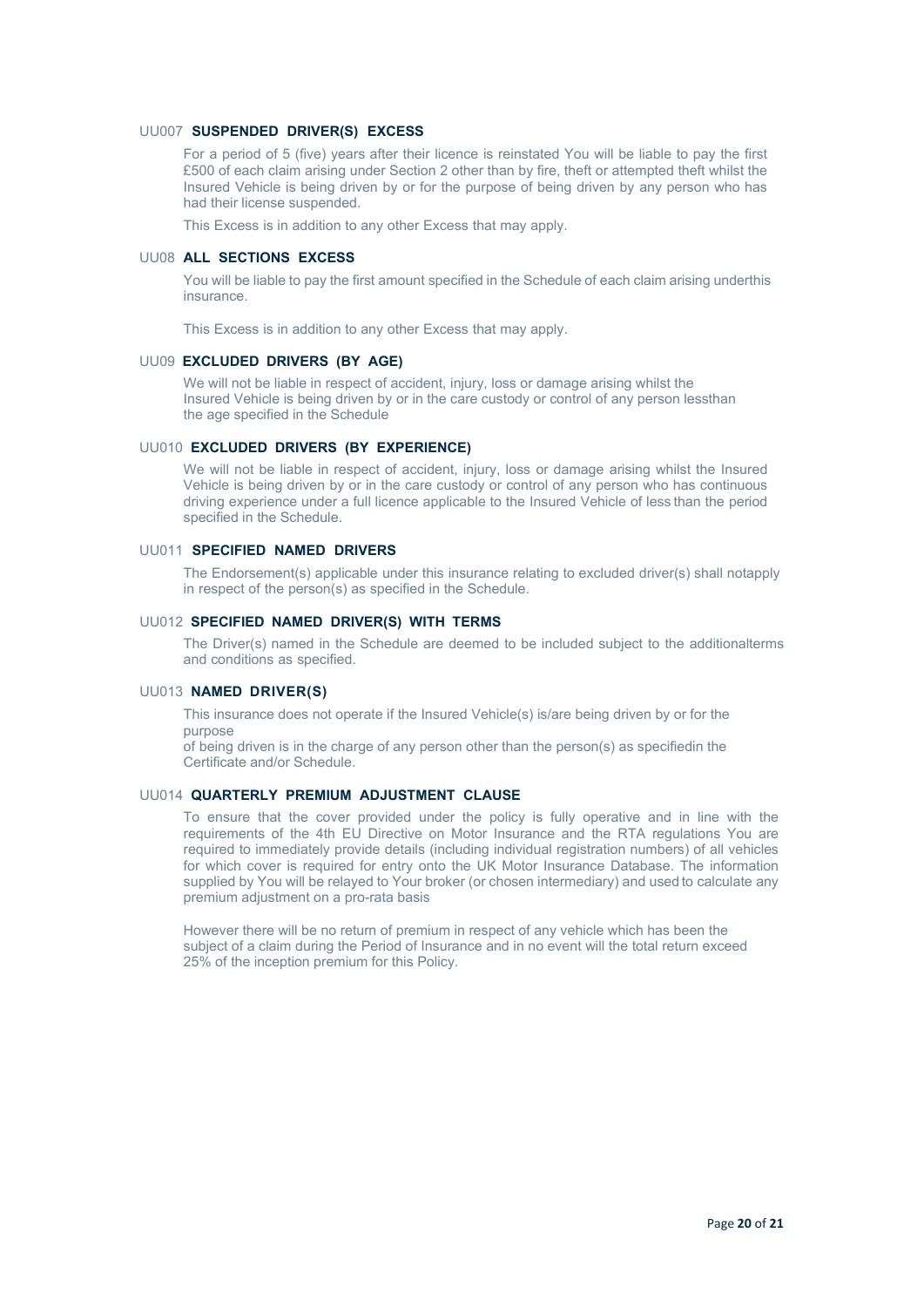UU007 **SUSPENDED DRIVER(S) EXCESS**

For a period of 5 (five) years after their licence is reinstated You will be liable to pay the first £500 of each claim arising under Section 2 other than by fire, theft or attempted theft whilst the Insured Vehicle is being driven by or for the purpose of being driven by any person who has had their license suspended.

This Excess is in addition to any other Excess that may apply.

UU08 **ALL SECTIONS EXCESS**

You will be liable to pay the first amount specified in the Schedule of each claim arising underthis insurance.

This Excess is in addition to any other Excess that may apply.

UU09 **EXCLUDED DRIVERS (BY AGE)**

We will not be liable in respect of accident, injury, loss or damage arising whilst the Insured Vehicle is being driven by or in the care custody or control of any person lessthan the age specified in the Schedule

UU010 **EXCLUDED DRIVERS (BY EXPERIENCE)**

We will not be liable in respect of accident, injury, loss or damage arising whilst the Insured Vehicle is being driven by or in the care custody or control of any person who has continuous driving experience under a full licence applicable to the Insured Vehicle of less than the period specified in the Schedule.

UU011 **SPECIFIED NAMED DRIVERS**

The Endorsement(s) applicable under this insurance relating to excluded driver(s) shall notapply in respect of the person(s) as specified in the Schedule.

UU012 **SPECIFIED NAMED DRIVER(S) WITH TERMS**

The Driver(s) named in the Schedule are deemed to be included subject to the additionalterms and conditions as specified.

UU013 **NAMED DRIVER(S)**

This insurance does not operate if the Insured Vehicle(s) is/are being driven by or for the purpose
of being driven is in the charge of any person other than the person(s) as specifiedin the Certificate and/or Schedule.

UU014 **QUARTERLY PREMIUM ADJUSTMENT CLAUSE**

To ensure that the cover provided under the policy is fully operative and in line with the requirements of the 4th EU Directive on Motor Insurance and the RTA regulations You are required to immediately provide details (including individual registration numbers) of all vehicles for which cover is required for entry onto the UK Motor Insurance Database. The information supplied by You will be relayed to Your broker (or chosen intermediary) and used to calculate any premium adjustment on a pro-rata basis

However there will be no return of premium in respect of any vehicle which has been the subject of a claim during the Period of Insurance and in no event will the total return exceed 25% of the inception premium for this Policy.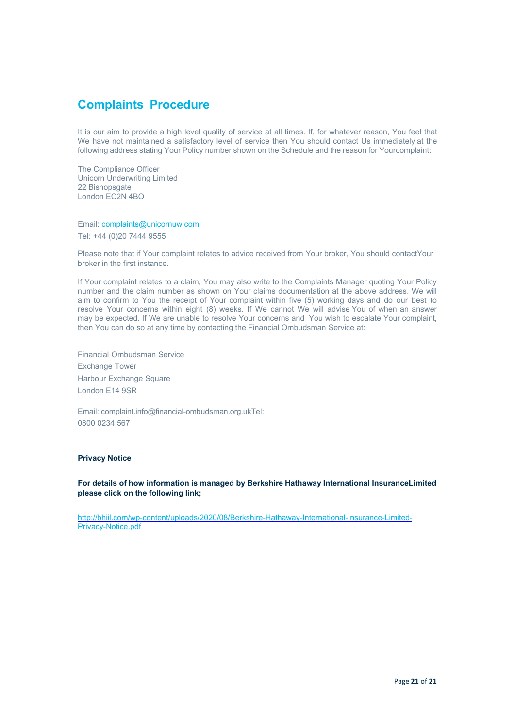# Complaints Procedure

It is our aim to provide a high level quality of service at all times. If, for whatever reason, You feel that We have not maintained a satisfactory level of service then You should contact Us immediately at the following address stating Your Policy number shown on the Schedule and the reason for Yourcomplaint:

The Compliance Officer
Unicorn Underwriting Limited
22 Bishopsgate
London EC2N 4BQ

Email: complaints@unicornuw.com
Tel: +44 (0)20 7444 9555

Please note that if Your complaint relates to advice received from Your broker, You should contactYour broker in the first instance.

If Your complaint relates to a claim, You may also write to the Complaints Manager quoting Your Policy number and the claim number as shown on Your claims documentation at the above address. We will aim to confirm to You the receipt of Your complaint within five (5) working days and do our best to resolve Your concerns within eight (8) weeks. If We cannot We will advise You of when an answer may be expected. If We are unable to resolve Your concerns and You wish to escalate Your complaint, then You can do so at any time by contacting the Financial Ombudsman Service at:

Financial Ombudsman Service
Exchange Tower
Harbour Exchange Square
London E14 9SR

Email: complaint.info@financial-ombudsman.org.ukTel:
0800 0234 567

**Privacy Notice**

**For details of how information is managed by Berkshire Hathaway International InsuranceLimited please click on the following link;**

http://bhiil.com/wp-content/uploads/2020/08/Berkshire-Hathaway-International-Insurance-Limited-Privacy-Notice.pdf